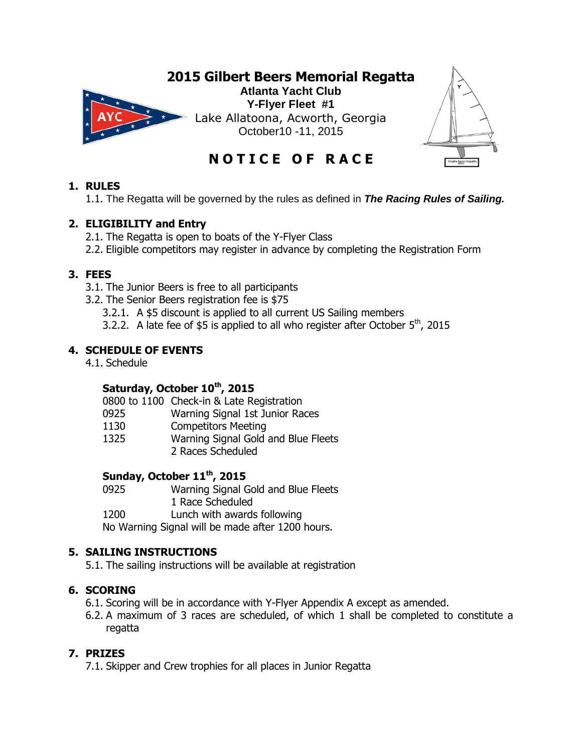# 2015 Gilbert Beers Memorial Regatta

**Atlanta Yacht Club**
**Y-Flyer Fleet #1**
Lake Allatoona, Acworth, Georgia
October10 -11, 2015

## N O T I C E O F R A C E

### 1. RULES

1.1. The Regatta will be governed by the rules as defined in ***The Racing Rules of Sailing.***

### 2. ELIGIBILITY and Entry

2.1. The Regatta is open to boats of the Y-Flyer Class
2.2. Eligible competitors may register in advance by completing the Registration Form

### 3. FEES

3.1. The Junior Beers is free to all participants
3.2. The Senior Beers registration fee is $75
3.2.1. A $5 discount is applied to all current US Sailing members
3.2.2. A late fee of $5 is applied to all who register after October 5th, 2015

### 4. SCHEDULE OF EVENTS

4.1. Schedule

**Saturday, October 10th, 2015**

0800 to 1100 Check-in & Late Registration
0925 Warning Signal 1st Junior Races
1130 Competitors Meeting
1325 Warning Signal Gold and Blue Fleets
2 Races Scheduled

**Sunday, October 11th, 2015**

0925 Warning Signal Gold and Blue Fleets
1 Race Scheduled
1200 Lunch with awards following
No Warning Signal will be made after 1200 hours.

### 5. SAILING INSTRUCTIONS

5.1. The sailing instructions will be available at registration

### 6. SCORING

6.1. Scoring will be in accordance with Y-Flyer Appendix A except as amended.
6.2. A maximum of 3 races are scheduled, of which 1 shall be completed to constitute a regatta

### 7. PRIZES

7.1. Skipper and Crew trophies for all places in Junior Regatta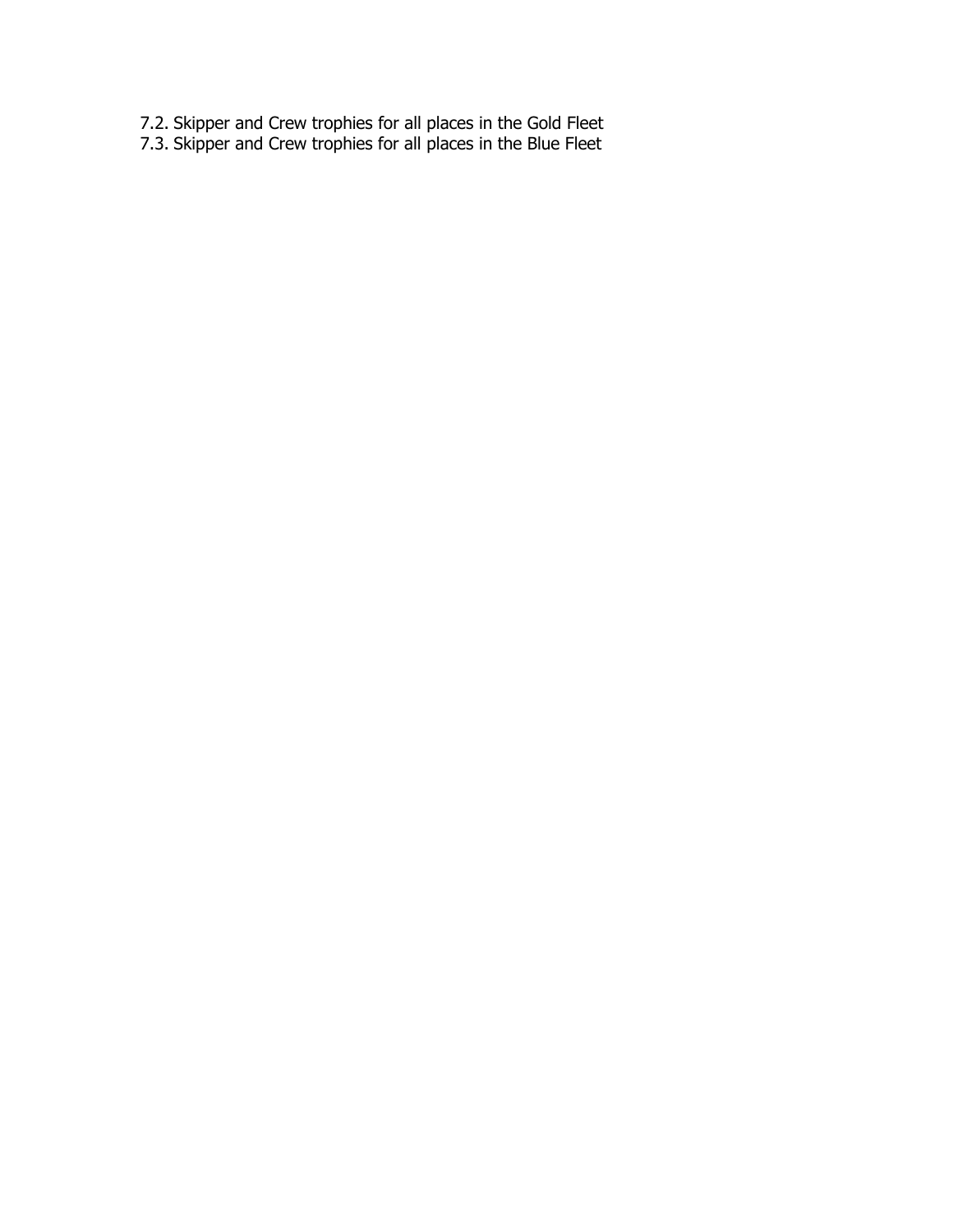7.2. Skipper and Crew trophies for all places in the Gold Fleet
7.3. Skipper and Crew trophies for all places in the Blue Fleet